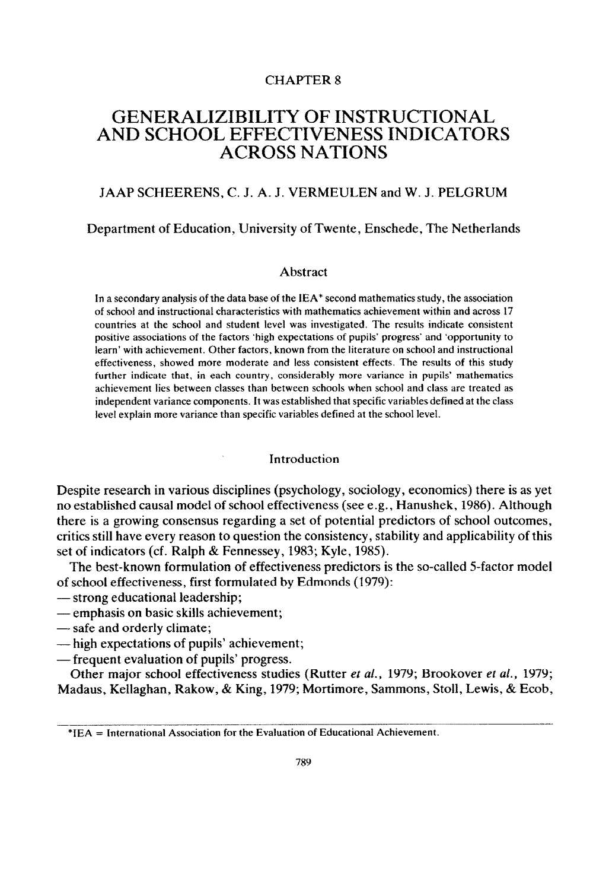CHAPTER 8

# GENERALIZIBILITY OF INSTRUCTIONAL AND SCHOOL EFFECTIVENESS INDICATORS ACROSS NATIONS

JAAP SCHEERENS, C. J. A. J. VERMEULEN and W. J. PELGRUM

Department of Education, University of Twente, Enschede, The Netherlands

## Abstract

In a secondary analysis of the data base of the IEA* second mathematics study, the association of school and instructional characteristics with mathematics achievement within and across 17 countries at the school and student level was investigated. The results indicate consistent positive associations of the factors 'high expectations of pupils' progress' and 'opportunity to learn' with achievement. Other factors, known from the literature on school and instructional effectiveness, showed more moderate and less consistent effects. The results of this study further indicate that, in each country, considerably more variance in pupils' mathematics achievement lies between classes than between schools when school and class are treated as independent variance components. It was established that specific variables defined at the class level explain more variance than specific variables defined at the school level.

## Introduction

Despite research in various disciplines (psychology, sociology, economics) there is as yet no established causal model of school effectiveness (see e.g., Hanushek, 1986). Although there is a growing consensus regarding a set of potential predictors of school outcomes, critics still have every reason to question the consistency, stability and applicability of this set of indicators (cf. Ralph & Fennessey, 1983; Kyle, 1985).

The best-known formulation of effectiveness predictors is the so-called 5-factor model of school effectiveness, first formulated by Edmonds (1979):

— strong educational leadership;
— emphasis on basic skills achievement;
— safe and orderly climate;
— high expectations of pupils' achievement;
— frequent evaluation of pupils' progress.

Other major school effectiveness studies (Rutter *et al.*, 1979; Brookover *et al.*, 1979; Madaus, Kellaghan, Rakow, & King, 1979; Mortimore, Sammons, Stoll, Lewis, & Ecob,

---

*IEA = International Association for the Evaluation of Educational Achievement.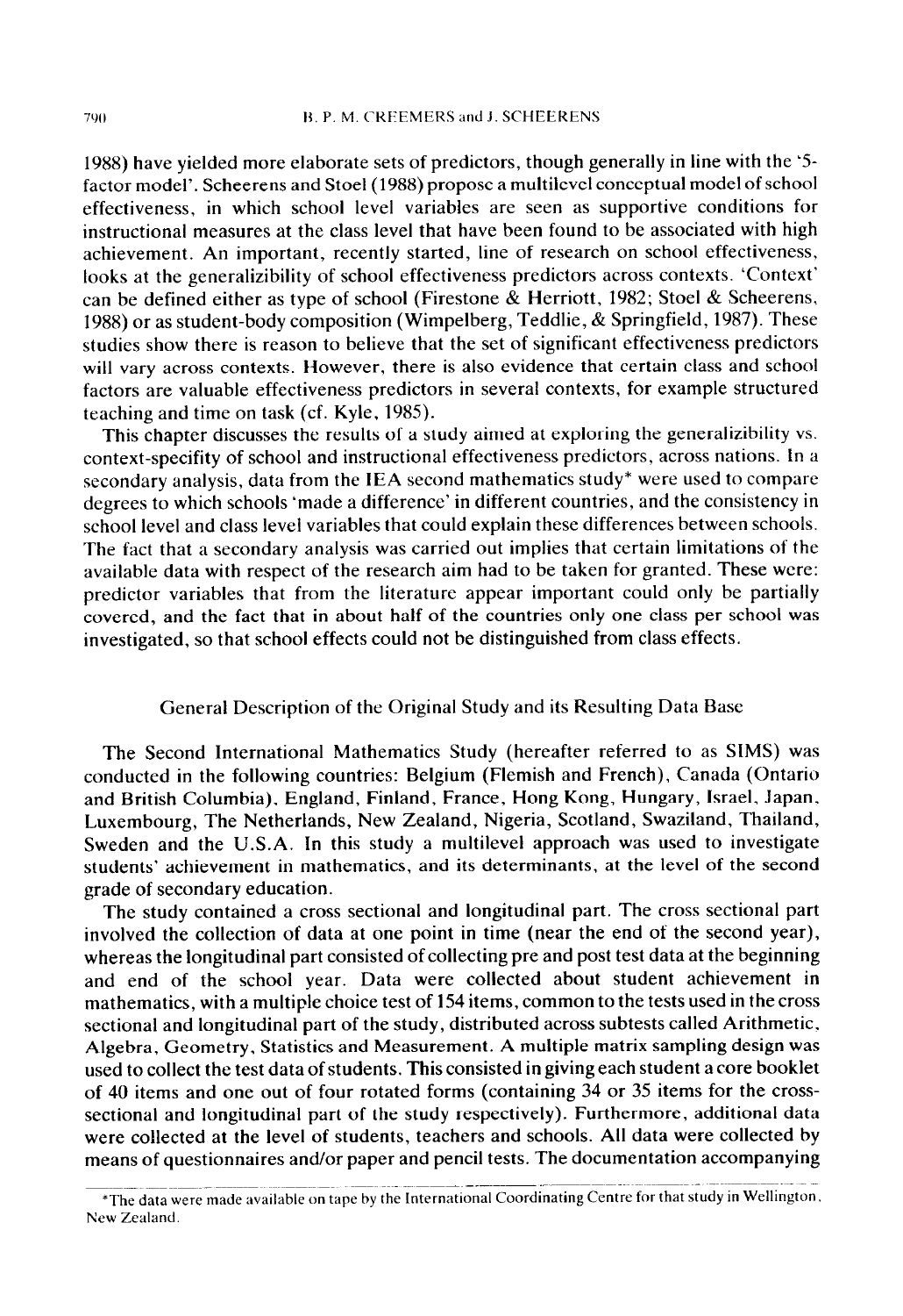1988) have yielded more elaborate sets of predictors, though generally in line with the '5-factor model'. Scheerens and Stoel (1988) propose a multilevel conceptual model of school effectiveness, in which school level variables are seen as supportive conditions for instructional measures at the class level that have been found to be associated with high achievement. An important, recently started, line of research on school effectiveness, looks at the generalizibility of school effectiveness predictors across contexts. 'Context' can be defined either as type of school (Firestone & Herriott, 1982; Stoel & Scheerens, 1988) or as student-body composition (Wimpelberg, Teddlie, & Springfield, 1987). These studies show there is reason to believe that the set of significant effectiveness predictors will vary across contexts. However, there is also evidence that certain class and school factors are valuable effectiveness predictors in several contexts, for example structured teaching and time on task (cf. Kyle, 1985).

This chapter discusses the results of a study aimed at exploring the generalizibility vs. context-specifity of school and instructional effectiveness predictors, across nations. In a secondary analysis, data from the IEA second mathematics study* were used to compare degrees to which schools 'made a difference' in different countries, and the consistency in school level and class level variables that could explain these differences between schools. The fact that a secondary analysis was carried out implies that certain limitations of the available data with respect of the research aim had to be taken for granted. These were: predictor variables that from the literature appear important could only be partially covered, and the fact that in about half of the countries only one class per school was investigated, so that school effects could not be distinguished from class effects.

## General Description of the Original Study and its Resulting Data Base

The Second International Mathematics Study (hereafter referred to as SIMS) was conducted in the following countries: Belgium (Flemish and French), Canada (Ontario and British Columbia), England, Finland, France, Hong Kong, Hungary, Israel, Japan, Luxembourg, The Netherlands, New Zealand, Nigeria, Scotland, Swaziland, Thailand, Sweden and the U.S.A. In this study a multilevel approach was used to investigate students' achievement in mathematics, and its determinants, at the level of the second grade of secondary education.

The study contained a cross sectional and longitudinal part. The cross sectional part involved the collection of data at one point in time (near the end of the second year), whereas the longitudinal part consisted of collecting pre and post test data at the beginning and end of the school year. Data were collected about student achievement in mathematics, with a multiple choice test of 154 items, common to the tests used in the cross sectional and longitudinal part of the study, distributed across subtests called Arithmetic, Algebra, Geometry, Statistics and Measurement. A multiple matrix sampling design was used to collect the test data of students. This consisted in giving each student a core booklet of 40 items and one out of four rotated forms (containing 34 or 35 items for the cross-sectional and longitudinal part of the study respectively). Furthermore, additional data were collected at the level of students, teachers and schools. All data were collected by means of questionnaires and/or paper and pencil tests. The documentation accompanying

*The data were made available on tape by the International Coordinating Centre for that study in Wellington, New Zealand.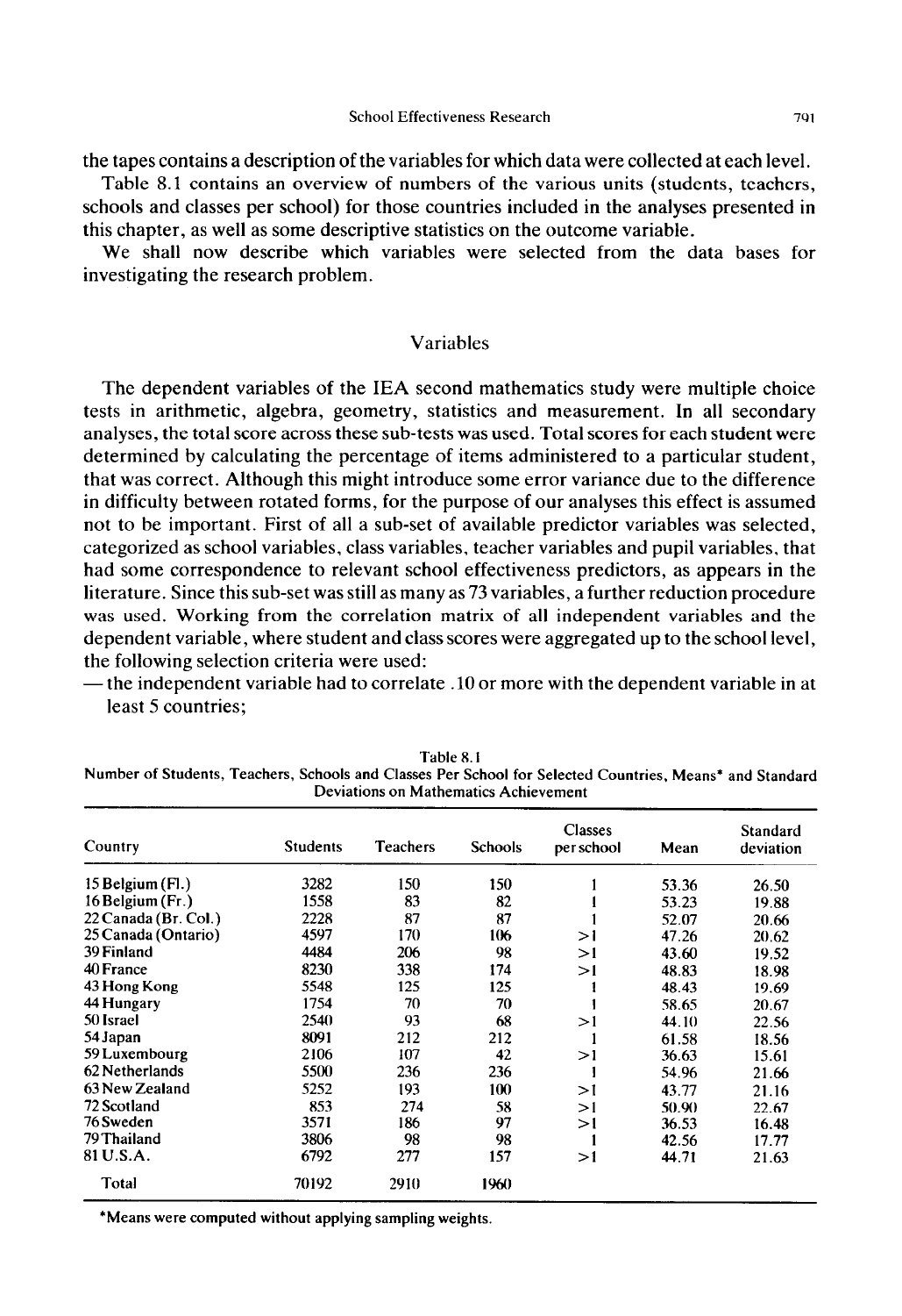the tapes contains a description of the variables for which data were collected at each level.

Table 8.1 contains an overview of numbers of the various units (students, teachers, schools and classes per school) for those countries included in the analyses presented in this chapter, as well as some descriptive statistics on the outcome variable.

We shall now describe which variables were selected from the data bases for investigating the research problem.

## Variables

The dependent variables of the IEA second mathematics study were multiple choice tests in arithmetic, algebra, geometry, statistics and measurement. In all secondary analyses, the total score across these sub-tests was used. Total scores for each student were determined by calculating the percentage of items administered to a particular student, that was correct. Although this might introduce some error variance due to the difference in difficulty between rotated forms, for the purpose of our analyses this effect is assumed not to be important. First of all a sub-set of available predictor variables was selected, categorized as school variables, class variables, teacher variables and pupil variables, that had some correspondence to relevant school effectiveness predictors, as appears in the literature. Since this sub-set was still as many as 73 variables, a further reduction procedure was used. Working from the correlation matrix of all independent variables and the dependent variable, where student and class scores were aggregated up to the school level, the following selection criteria were used:

— the independent variable had to correlate .10 or more with the dependent variable in at least 5 countries;

Table 8.1
Number of Students, Teachers, Schools and Classes Per School for Selected Countries, Means* and Standard Deviations on Mathematics Achievement

| Country | Students | Teachers | Schools | Classes per school | Mean | Standard deviation |
|---|---|---|---|---|---|---|
| 15 Belgium (Fl.) | 3282 | 150 | 150 | 1 | 53.36 | 26.50 |
| 16 Belgium (Fr.) | 1558 | 83 | 82 | 1 | 53.23 | 19.88 |
| 22 Canada (Br. Col.) | 2228 | 87 | 87 | 1 | 52.07 | 20.66 |
| 25 Canada (Ontario) | 4597 | 170 | 106 | >1 | 47.26 | 20.62 |
| 39 Finland | 4484 | 206 | 98 | >1 | 43.60 | 19.52 |
| 40 France | 8230 | 338 | 174 | >1 | 48.83 | 18.98 |
| 43 Hong Kong | 5548 | 125 | 125 | 1 | 48.43 | 19.69 |
| 44 Hungary | 1754 | 70 | 70 | 1 | 58.65 | 20.67 |
| 50 Israel | 2540 | 93 | 68 | >1 | 44.10 | 22.56 |
| 54 Japan | 8091 | 212 | 212 | 1 | 61.58 | 18.56 |
| 59 Luxembourg | 2106 | 107 | 42 | >1 | 36.63 | 15.61 |
| 62 Netherlands | 5500 | 236 | 236 | 1 | 54.96 | 21.66 |
| 63 New Zealand | 5252 | 193 | 100 | >1 | 43.77 | 21.16 |
| 72 Scotland | 853 | 274 | 58 | >1 | 50.90 | 22.67 |
| 76 Sweden | 3571 | 186 | 97 | >1 | 36.53 | 16.48 |
| 79 Thailand | 3806 | 98 | 98 | 1 | 42.56 | 17.77 |
| 81 U.S.A. | 6792 | 277 | 157 | >1 | 44.71 | 21.63 |
| Total | 70192 | 2910 | 1960 | | | |

*Means were computed without applying sampling weights.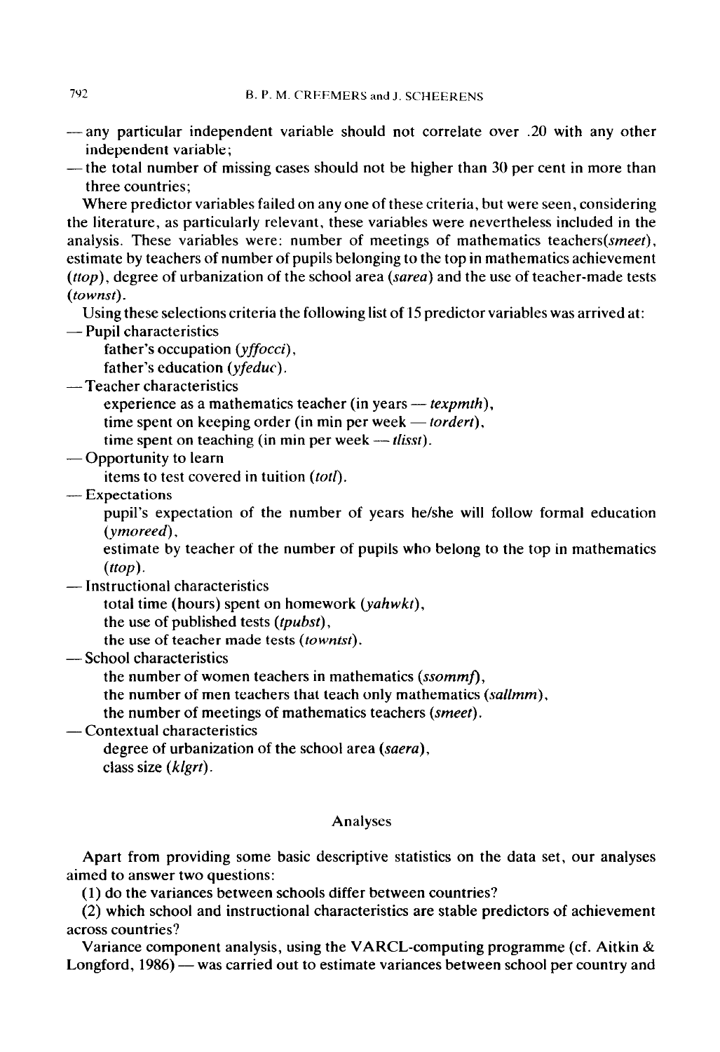— any particular independent variable should not correlate over .20 with any other independent variable;

— the total number of missing cases should not be higher than 30 per cent in more than three countries;

Where predictor variables failed on any one of these criteria, but were seen, considering the literature, as particularly relevant, these variables were nevertheless included in the analysis. These variables were: number of meetings of mathematics teachers(*smeet*), estimate by teachers of number of pupils belonging to the top in mathematics achievement (*ttop*), degree of urbanization of the school area (*sarea*) and the use of teacher-made tests (*townst*).

Using these selections criteria the following list of 15 predictor variables was arrived at:

— Pupil characteristics
  - father's occupation (*yffocci*),
  - father's education (*yfeduc*).

— Teacher characteristics
  - experience as a mathematics teacher (in years — *texpmth*),
  - time spent on keeping order (in min per week — *tordert*),
  - time spent on teaching (in min per week — *tlisst*).

— Opportunity to learn
  - items to test covered in tuition (*totl*).

— Expectations
  - pupil's expectation of the number of years he/she will follow formal education (*ymoreed*),
  - estimate by teacher of the number of pupils who belong to the top in mathematics (*ttop*).

— Instructional characteristics
  - total time (hours) spent on homework (*yahwkt*),
  - the use of published tests (*tpubst*),
  - the use of teacher made tests (*towntst*).

— School characteristics
  - the number of women teachers in mathematics (*ssommf*),
  - the number of men teachers that teach only mathematics (*sallmm*),
  - the number of meetings of mathematics teachers (*smeet*).

— Contextual characteristics
  - degree of urbanization of the school area (*saera*),
  - class size (*klgrt*).

## Analyses

Apart from providing some basic descriptive statistics on the data set, our analyses aimed to answer two questions:

(1) do the variances between schools differ between countries?

(2) which school and instructional characteristics are stable predictors of achievement across countries?

Variance component analysis, using the VARCL-computing programme (cf. Aitkin & Longford, 1986) — was carried out to estimate variances between school per country and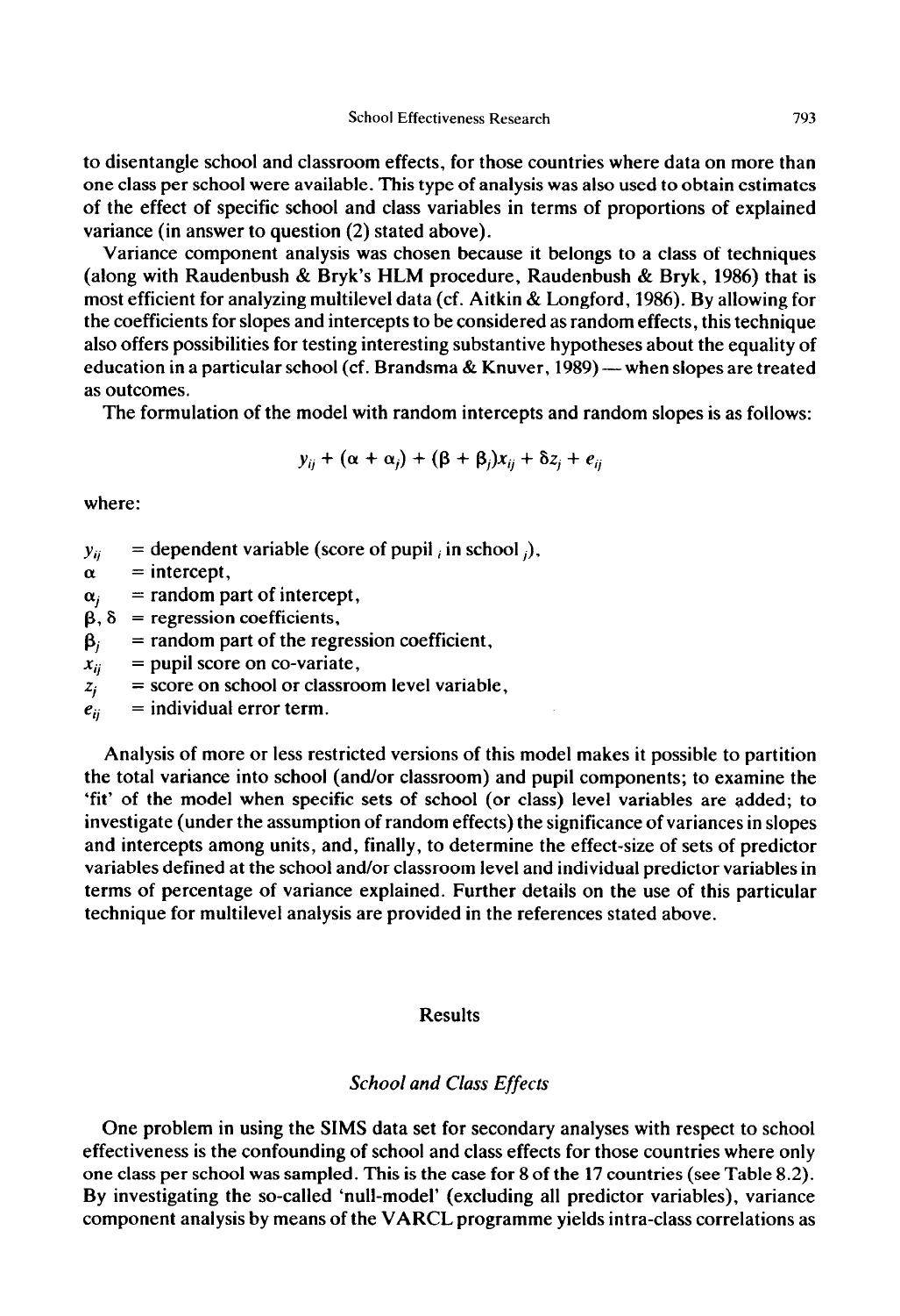to disentangle school and classroom effects, for those countries where data on more than one class per school were available. This type of analysis was also used to obtain estimates of the effect of specific school and class variables in terms of proportions of explained variance (in answer to question (2) stated above).

Variance component analysis was chosen because it belongs to a class of techniques (along with Raudenbush & Bryk's HLM procedure, Raudenbush & Bryk, 1986) that is most efficient for analyzing multilevel data (cf. Aitkin & Longford, 1986). By allowing for the coefficients for slopes and intercepts to be considered as random effects, this technique also offers possibilities for testing interesting substantive hypotheses about the equality of education in a particular school (cf. Brandsma & Knuver, 1989) — when slopes are treated as outcomes.

The formulation of the model with random intercepts and random slopes is as follows:

$$y_{ij} + (\alpha + \alpha_j) + (\beta + \beta_j)x_{ij} + \delta z_j + e_{ij}$$

where:

- $y_{ij}$ = dependent variable (score of pupil $_i$ in school $_j$),
- $\alpha$ = intercept,
- $\alpha_j$ = random part of intercept,
- $\beta, \delta$ = regression coefficients,
- $\beta_j$ = random part of the regression coefficient,
- $x_{ij}$ = pupil score on co-variate,
- $z_j$ = score on school or classroom level variable,
- $e_{ij}$ = individual error term.

Analysis of more or less restricted versions of this model makes it possible to partition the total variance into school (and/or classroom) and pupil components; to examine the 'fit' of the model when specific sets of school (or class) level variables are added; to investigate (under the assumption of random effects) the significance of variances in slopes and intercepts among units, and, finally, to determine the effect-size of sets of predictor variables defined at the school and/or classroom level and individual predictor variables in terms of percentage of variance explained. Further details on the use of this particular technique for multilevel analysis are provided in the references stated above.

## Results

### *School and Class Effects*

One problem in using the SIMS data set for secondary analyses with respect to school effectiveness is the confounding of school and class effects for those countries where only one class per school was sampled. This is the case for 8 of the 17 countries (see Table 8.2). By investigating the so-called 'null-model' (excluding all predictor variables), variance component analysis by means of the VARCL programme yields intra-class correlations as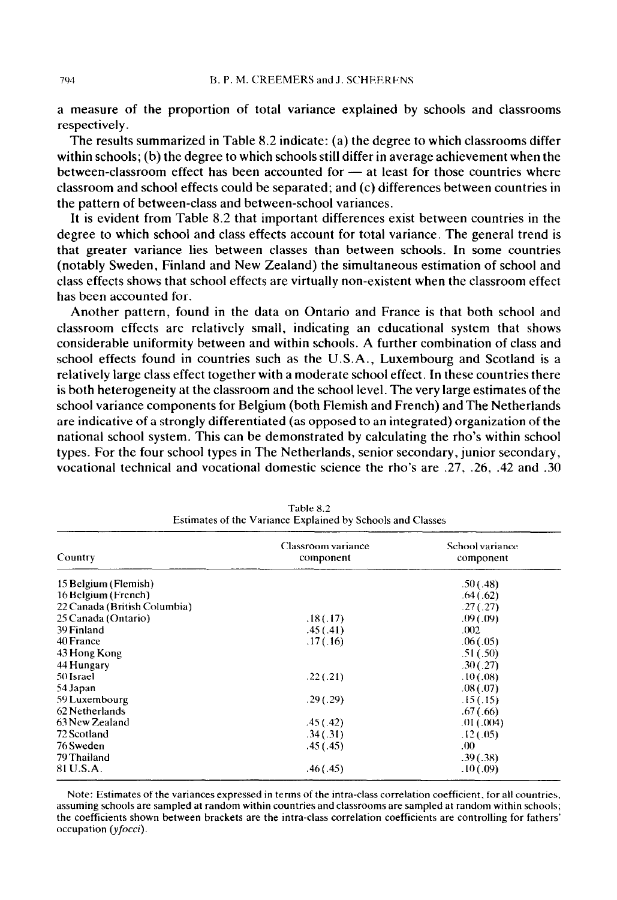a measure of the proportion of total variance explained by schools and classrooms respectively.

The results summarized in Table 8.2 indicate: (a) the degree to which classrooms differ within schools; (b) the degree to which schools still differ in average achievement when the between-classroom effect has been accounted for — at least for those countries where classroom and school effects could be separated; and (c) differences between countries in the pattern of between-class and between-school variances.

It is evident from Table 8.2 that important differences exist between countries in the degree to which school and class effects account for total variance. The general trend is that greater variance lies between classes than between schools. In some countries (notably Sweden, Finland and New Zealand) the simultaneous estimation of school and class effects shows that school effects are virtually non-existent when the classroom effect has been accounted for.

Another pattern, found in the data on Ontario and France is that both school and classroom effects are relatively small, indicating an educational system that shows considerable uniformity between and within schools. A further combination of class and school effects found in countries such as the U.S.A., Luxembourg and Scotland is a relatively large class effect together with a moderate school effect. In these countries there is both heterogeneity at the classroom and the school level. The very large estimates of the school variance components for Belgium (both Flemish and French) and The Netherlands are indicative of a strongly differentiated (as opposed to an integrated) organization of the national school system. This can be demonstrated by calculating the rho's within school types. For the four school types in The Netherlands, senior secondary, junior secondary, vocational technical and vocational domestic science the rho's are .27, .26, .42 and .30

Table 8.2
Estimates of the Variance Explained by Schools and Classes

| Country | Classroom variance component | School variance component |
|---|---|---|
| 15 Belgium (Flemish) | | .50 (.48) |
| 16 Belgium (French) | | .64 (.62) |
| 22 Canada (British Columbia) | | .27 (.27) |
| 25 Canada (Ontario) | .18 (.17) | .09 (.09) |
| 39 Finland | .45 (.41) | .002 |
| 40 France | .17 (.16) | .06 (.05) |
| 43 Hong Kong | | .51 (.50) |
| 44 Hungary | | .30 (.27) |
| 50 Israel | .22 (.21) | .10 (.08) |
| 54 Japan | | .08 (.07) |
| 59 Luxembourg | .29 (.29) | .15 (.15) |
| 62 Netherlands | | .67 (.66) |
| 63 New Zealand | .45 (.42) | .01 (.004) |
| 72 Scotland | .34 (.31) | .12 (.05) |
| 76 Sweden | .45 (.45) | .00 |
| 79 Thailand | | .39 (.38) |
| 81 U.S.A. | .46 (.45) | .10 (.09) |

Note: Estimates of the variances expressed in terms of the intra-class correlation coefficient, for all countries, assuming schools are sampled at random within countries and classrooms are sampled at random within schools; the coefficients shown between brackets are the intra-class correlation coefficients are controlling for fathers' occupation (*yfocci*).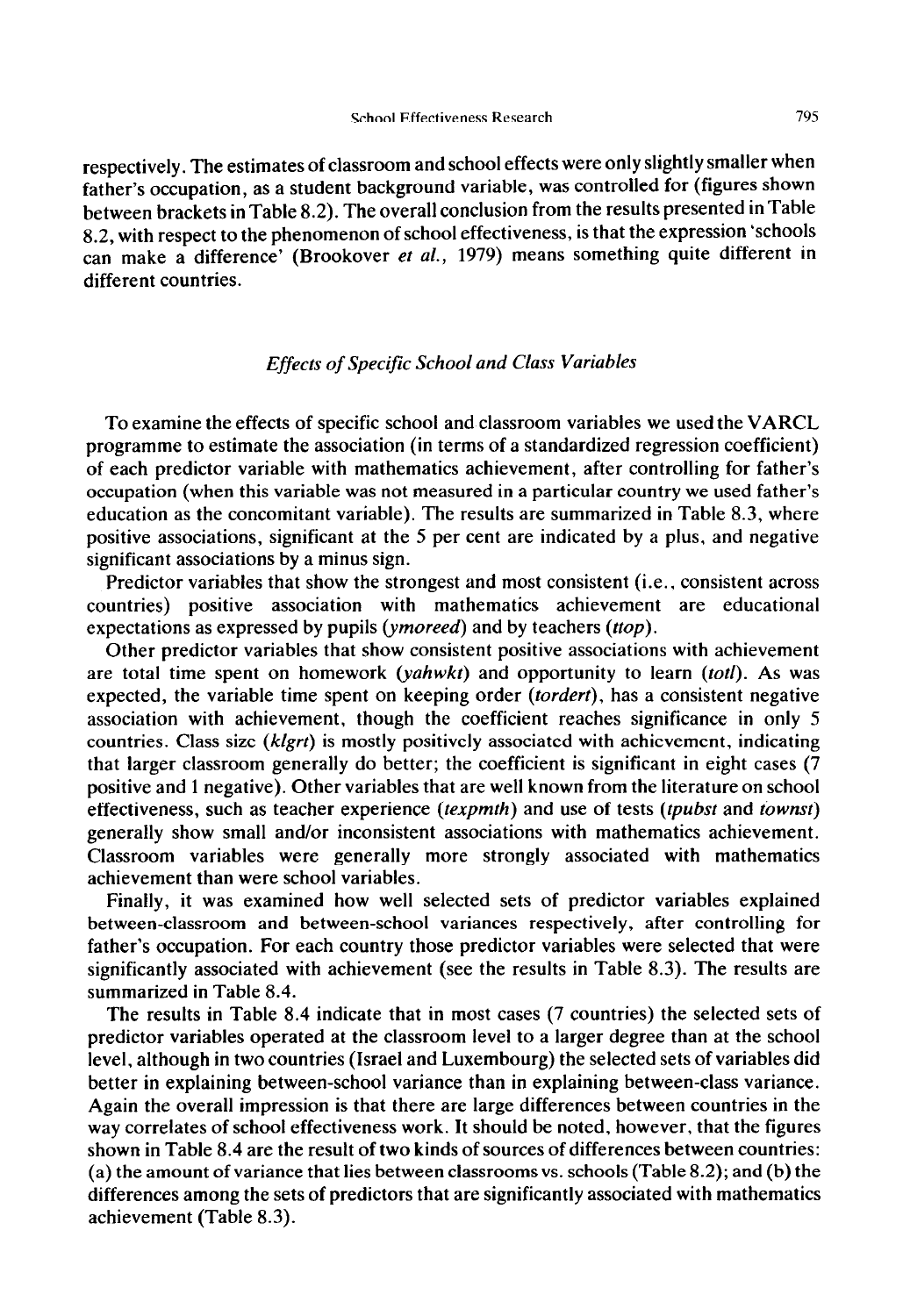respectively. The estimates of classroom and school effects were only slightly smaller when father's occupation, as a student background variable, was controlled for (figures shown between brackets in Table 8.2). The overall conclusion from the results presented in Table 8.2, with respect to the phenomenon of school effectiveness, is that the expression 'schools can make a difference' (Brookover *et al.*, 1979) means something quite different in different countries.

### *Effects of Specific School and Class Variables*

To examine the effects of specific school and classroom variables we used the VARCL programme to estimate the association (in terms of a standardized regression coefficient) of each predictor variable with mathematics achievement, after controlling for father's occupation (when this variable was not measured in a particular country we used father's education as the concomitant variable). The results are summarized in Table 8.3, where positive associations, significant at the 5 per cent are indicated by a plus, and negative significant associations by a minus sign.

Predictor variables that show the strongest and most consistent (i.e., consistent across countries) positive association with mathematics achievement are educational expectations as expressed by pupils (*ymoreed*) and by teachers (*ttop*).

Other predictor variables that show consistent positive associations with achievement are total time spent on homework (*yahwkt*) and opportunity to learn (*totl*). As was expected, the variable time spent on keeping order (*tordert*), has a consistent negative association with achievement, though the coefficient reaches significance in only 5 countries. Class size (*klgrt*) is mostly positively associated with achievement, indicating that larger classroom generally do better; the coefficient is significant in eight cases (7 positive and 1 negative). Other variables that are well known from the literature on school effectiveness, such as teacher experience (*texpmth*) and use of tests (*tpubst* and *townst*) generally show small and/or inconsistent associations with mathematics achievement. Classroom variables were generally more strongly associated with mathematics achievement than were school variables.

Finally, it was examined how well selected sets of predictor variables explained between-classroom and between-school variances respectively, after controlling for father's occupation. For each country those predictor variables were selected that were significantly associated with achievement (see the results in Table 8.3). The results are summarized in Table 8.4.

The results in Table 8.4 indicate that in most cases (7 countries) the selected sets of predictor variables operated at the classroom level to a larger degree than at the school level, although in two countries (Israel and Luxembourg) the selected sets of variables did better in explaining between-school variance than in explaining between-class variance. Again the overall impression is that there are large differences between countries in the way correlates of school effectiveness work. It should be noted, however, that the figures shown in Table 8.4 are the result of two kinds of sources of differences between countries: (a) the amount of variance that lies between classrooms vs. schools (Table 8.2); and (b) the differences among the sets of predictors that are significantly associated with mathematics achievement (Table 8.3).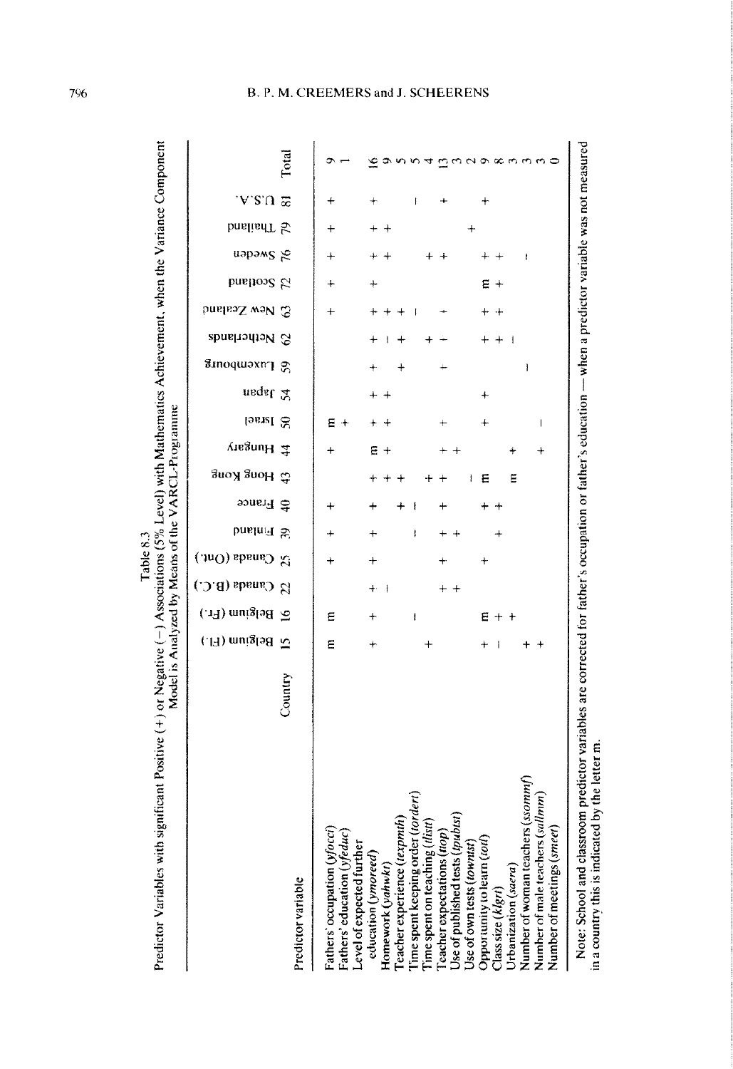Table 8.3
Predictor Variables with significant Positive (+) or Negative (−) Associations (5% Level) with Mathematics Achievement, when the Variance Component Model is Analyzed by Means of the VARCL-Programme

| Predictor variable | Belgium (Fl.) | Belgium (Fr.) | Canada (B.C.) | Canada (Ont.) | Finland | France | Hong Kong | Hungary | Israel | Japan | Luxembourg | Netherlands | New Zealand | Scotland | Sweden | Thailand | U.S.A. | Total |
|---|---|---|---|---|---|---|---|---|---|---|---|---|---|---|---|---|---|---|
| Country | 15 | 16 | 22 | 25 | 39 | 40 | 43 | 44 | 50 | 54 | 59 | 62 | 63 | 72 | 76 | 79 | 81 | |
| Fathers' occupation (*yfocci*) | m | m | | + | + | + | | + | m | | | | + | + | + | + | + | 9 |
| Fathers' education (*yfeduc*) | | | | | | | | | + | | | | | | | | | 1 |
| Level of expected further education (*ymoreed*) | + | + | + | + | + | + | + | m | + | + | + | + | + | + | + | + | + | 16 |
| Homework (*yahwkt*) | | | − | | | | + | + | + | + | | − | + | | + | + | | 9 |
| Teacher experience (*texpmth*) | | | | | | + | + | | | | + | + | + | | | | | 5 |
| Time spent keeping order (*iordert*) | | − | | | − | − | | | | | | | − | | | | − | 5 |
| Time spent on teaching (*tlist*) | + | | | | | | + | | | | | + | | | + | | | 4 |
| Teacher expectations (*ttop*) | | | + | + | + | + | + | + | + | | − | − | − | | + | | + | 13 |
| Use of published tests (*tpubist*) | | | + | | + | | | + | | | | | | | | | | 3 |
| Use of own tests (*townist*) | | | | | | | − | | | | | | | | | + | | 2 |
| Opportunity to learn (*totl*) | + | m | | + | | + | m | | + | + | | + | + | m | + | | + | 9 |
| Class size (*klgrt*) | − | + | | | + | + | | | | | | + | + | + | + | | | 8 |
| Urbanization (*saera*) | | + | | | | | m | + | | | | − | | | | | | 3 |
| Number of woman teachers (*ssommf*) | + | | | | | | | | | | − | | | | − | | | 3 |
| Number of male teachers (*sallmm*) | + | | | | | | | + | − | | | | | | | | | 3 |
| Number of meetings (*smeet*) | | | | | | | | | | | | | | | | | | 0 |

Note: School and classroom predictor variables are corrected for father's occupation or father's education — when a predictor variable was not measured in a country this is indicated by the letter m.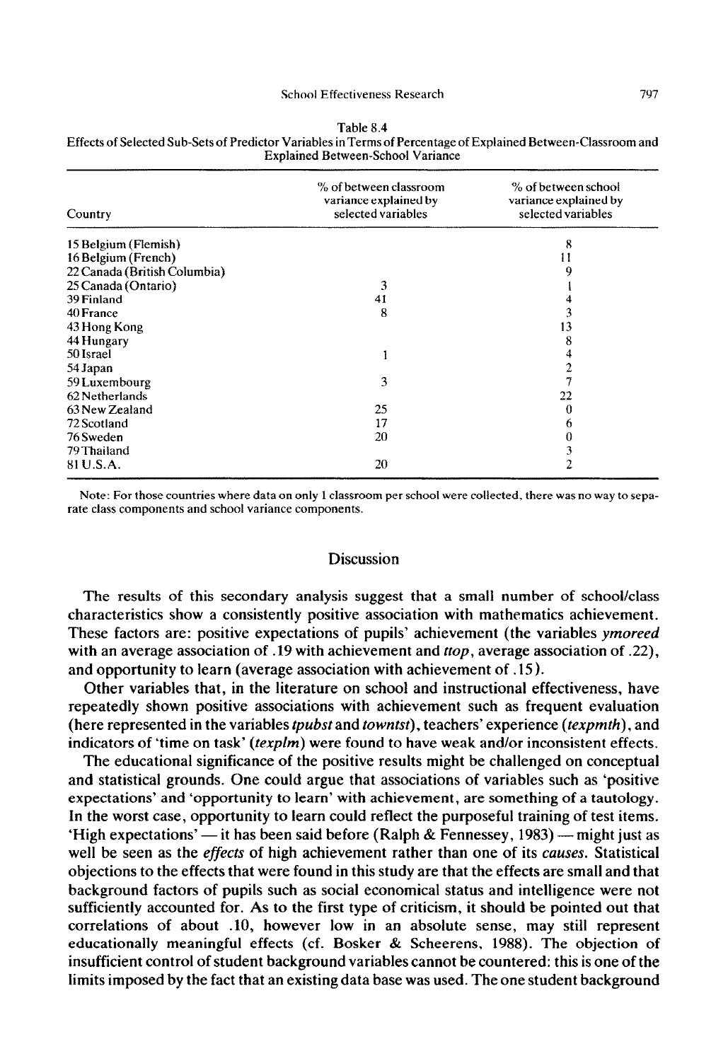Table 8.4
Effects of Selected Sub-Sets of Predictor Variables in Terms of Percentage of Explained Between-Classroom and Explained Between-School Variance

| Country | % of between classroom variance explained by selected variables | % of between school variance explained by selected variables |
|---|---|---|
| 15 Belgium (Flemish) | | 8 |
| 16 Belgium (French) | | 11 |
| 22 Canada (British Columbia) | | 9 |
| 25 Canada (Ontario) | 3 | 1 |
| 39 Finland | 41 | 4 |
| 40 France | 8 | 3 |
| 43 Hong Kong | | 13 |
| 44 Hungary | | 8 |
| 50 Israel | 1 | 4 |
| 54 Japan | | 2 |
| 59 Luxembourg | 3 | 7 |
| 62 Netherlands | | 22 |
| 63 New Zealand | 25 | 0 |
| 72 Scotland | 17 | 6 |
| 76 Sweden | 20 | 0 |
| 79 Thailand | | 3 |
| 81 U.S.A. | 20 | 2 |

Note: For those countries where data on only 1 classroom per school were collected, there was no way to separate class components and school variance components.

## Discussion

The results of this secondary analysis suggest that a small number of school/class characteristics show a consistently positive association with mathematics achievement. These factors are: positive expectations of pupils' achievement (the variables *ymoreed* with an average association of .19 with achievement and *ttop*, average association of .22), and opportunity to learn (average association with achievement of .15).

Other variables that, in the literature on school and instructional effectiveness, have repeatedly shown positive associations with achievement such as frequent evaluation (here represented in the variables *tpubst* and *towntst*), teachers' experience (*texpmth*), and indicators of 'time on task' (*texplm*) were found to have weak and/or inconsistent effects.

The educational significance of the positive results might be challenged on conceptual and statistical grounds. One could argue that associations of variables such as 'positive expectations' and 'opportunity to learn' with achievement, are something of a tautology. In the worst case, opportunity to learn could reflect the purposeful training of test items. 'High expectations' — it has been said before (Ralph & Fennessey, 1983) — might just as well be seen as the *effects* of high achievement rather than one of its *causes*. Statistical objections to the effects that were found in this study are that the effects are small and that background factors of pupils such as social economical status and intelligence were not sufficiently accounted for. As to the first type of criticism, it should be pointed out that correlations of about .10, however low in an absolute sense, may still represent educationally meaningful effects (cf. Bosker & Scheerens, 1988). The objection of insufficient control of student background variables cannot be countered: this is one of the limits imposed by the fact that an existing data base was used. The one student background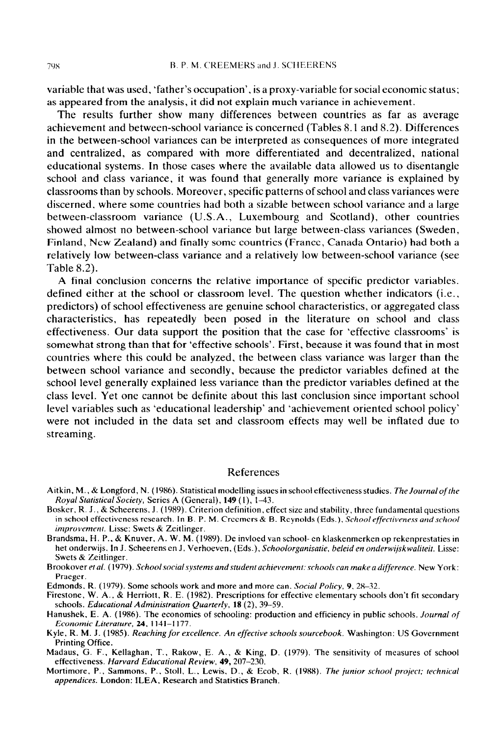variable that was used, 'father's occupation', is a proxy-variable for social economic status; as appeared from the analysis, it did not explain much variance in achievement.

The results further show many differences between countries as far as average achievement and between-school variance is concerned (Tables 8.1 and 8.2). Differences in the between-school variances can be interpreted as consequences of more integrated and centralized, as compared with more differentiated and decentralized, national educational systems. In those cases where the available data allowed us to disentangle school and class variance, it was found that generally more variance is explained by classrooms than by schools. Moreover, specific patterns of school and class variances were discerned, where some countries had both a sizable between school variance and a large between-classroom variance (U.S.A., Luxembourg and Scotland), other countries showed almost no between-school variance but large between-class variances (Sweden, Finland, New Zealand) and finally some countries (France, Canada Ontario) had both a relatively low between-class variance and a relatively low between-school variance (see Table 8.2).

A final conclusion concerns the relative importance of specific predictor variables. defined either at the school or classroom level. The question whether indicators (i.e., predictors) of school effectiveness are genuine school characteristics, or aggregated class characteristics, has repeatedly been posed in the literature on school and class effectiveness. Our data support the position that the case for 'effective classrooms' is somewhat strong than that for 'effective schools'. First, because it was found that in most countries where this could be analyzed, the between class variance was larger than the between school variance and secondly, because the predictor variables defined at the school level generally explained less variance than the predictor variables defined at the class level. Yet one cannot be definite about this last conclusion since important school level variables such as 'educational leadership' and 'achievement oriented school policy' were not included in the data set and classroom effects may well be inflated due to streaming.

## References

Aitkin, M., & Longford, N. (1986). Statistical modelling issues in school effectiveness studies. *The Journal of the Royal Statistical Society*, Series A (General), **149** (1), 1–43.

Bosker, R. J., & Scheerens, J. (1989). Criterion definition, effect size and stability, three fundamental questions in school effectiveness research. In B. P. M. Creemers & B. Reynolds (Eds.), *School effectiveness and school improvement*. Lisse: Swets & Zeitlinger.

Brandsma, H. P., & Knuver, A. W. M. (1989). De invloed van school- en klaskenmerken op rekenprestaties in het onderwijs. In J. Scheerens en J. Verhoeven, (Eds.), *Schoolorganisatie, beleid en onderwijskwaliteit*. Lisse: Swets & Zeitlinger.

Brookover *et al.* (1979). *School social systems and student achievement: schools can make a difference*. New York: Praeger.

Edmonds, R. (1979). Some schools work and more and more can. *Social Policy*, **9**, 28–32.

Firestone, W. A., & Herriott, R. E. (1982). Prescriptions for effective elementary schools don't fit secondary schools. *Educational Administration Quarterly*, **18** (2), 39–59.

Hanushek, E. A. (1986). The economics of schooling: production and efficiency in public schools. *Journal of Economic Literature*, **24**, 1141–1177.

Kyle, R. M. J. (1985). *Reaching for excellence. An effective schools sourcebook*. Washington: US Government Printing Office.

Madaus, G. F., Kellaghan, T., Rakow, E. A., & King, D. (1979). The sensitivity of measures of school effectiveness. *Harvard Educational Review*, **49**, 207–230.

Mortimore, P., Sammons, P., Stoll, L., Lewis, D., & Ecob, R. (1988). *The junior school project; technical appendices*. London: ILEA, Research and Statistics Branch.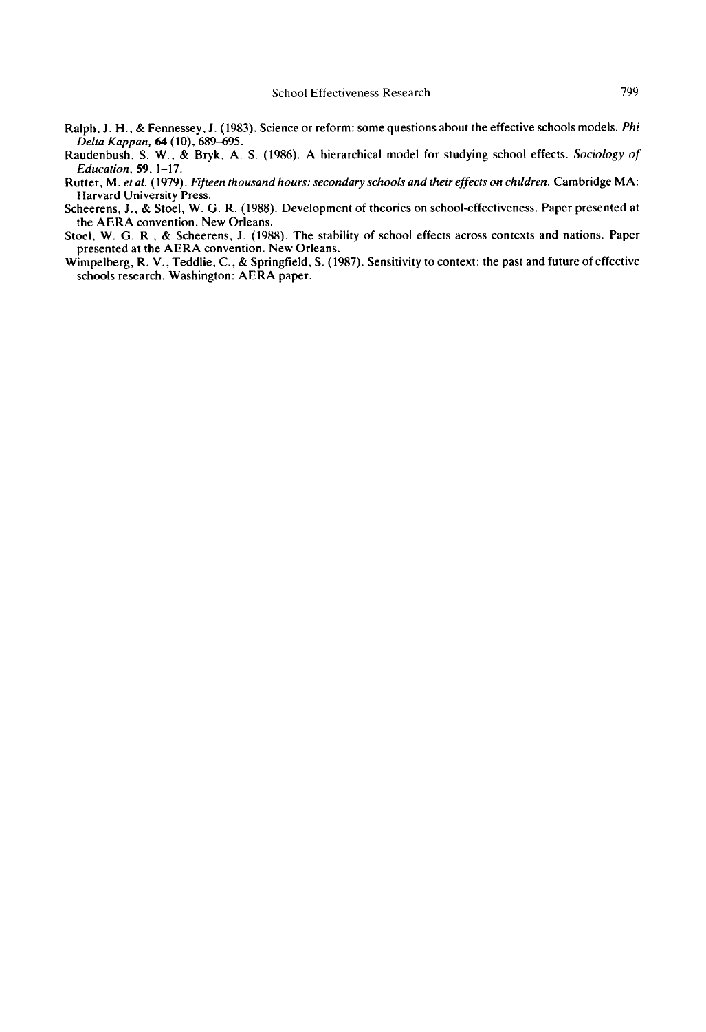Ralph, J. H., & Fennessey, J. (1983). Science or reform: some questions about the effective schools models. *Phi Delta Kappan,* **64** (10), 689–695.

Raudenbush, S. W., & Bryk, A. S. (1986). A hierarchical model for studying school effects. *Sociology of Education,* **59**, 1–17.

Rutter, M. *et al.* (1979). *Fifteen thousand hours: secondary schools and their effects on children.* Cambridge MA: Harvard University Press.

Scheerens, J., & Stoel, W. G. R. (1988). Development of theories on school-effectiveness. Paper presented at the AERA convention. New Orleans.

Stoel, W. G. R., & Scheerens, J. (1988). The stability of school effects across contexts and nations. Paper presented at the AERA convention. New Orleans.

Wimpelberg, R. V., Teddlie, C., & Springfield, S. (1987). Sensitivity to context: the past and future of effective schools research. Washington: AERA paper.